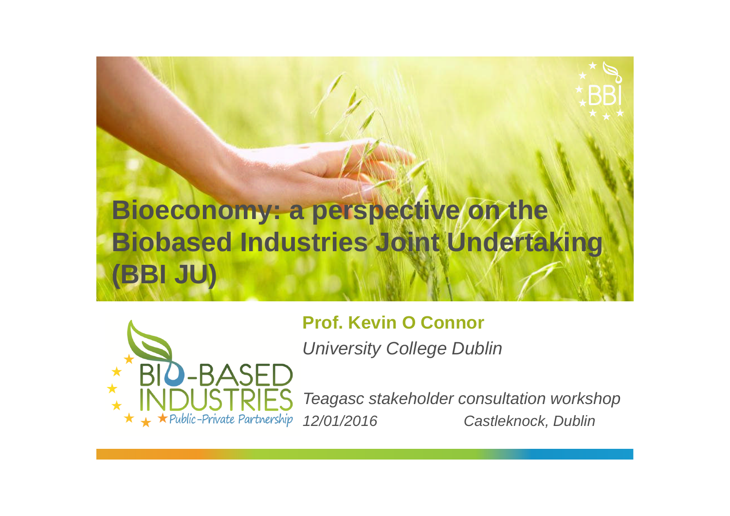# Bioeconomy: a perspective on the Biobased Industries Joint Undertaking (BBI JU)

**Prof. Kevin O Connor**

*University College Dublin*

*Teagasc stakeholder consultation workshop*

*12/01/2016 Castleknock, Dublin*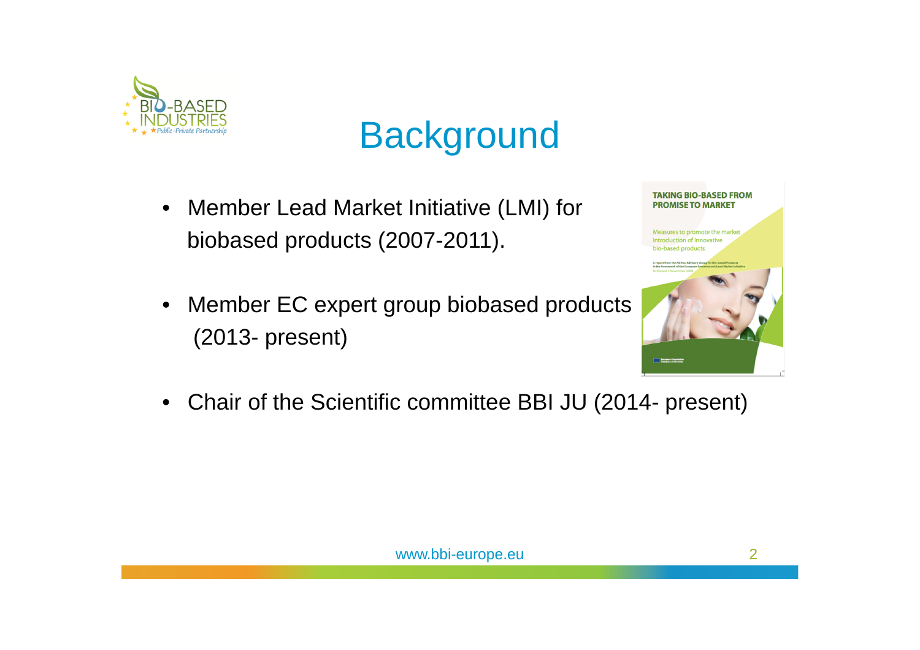# Background

- Member Lead Market Initiative (LMI) for biobased products (2007-2011).
- Member EC expert group biobased products (2013- present)
- Chair of the Scientific committee BBI JU (2014- present)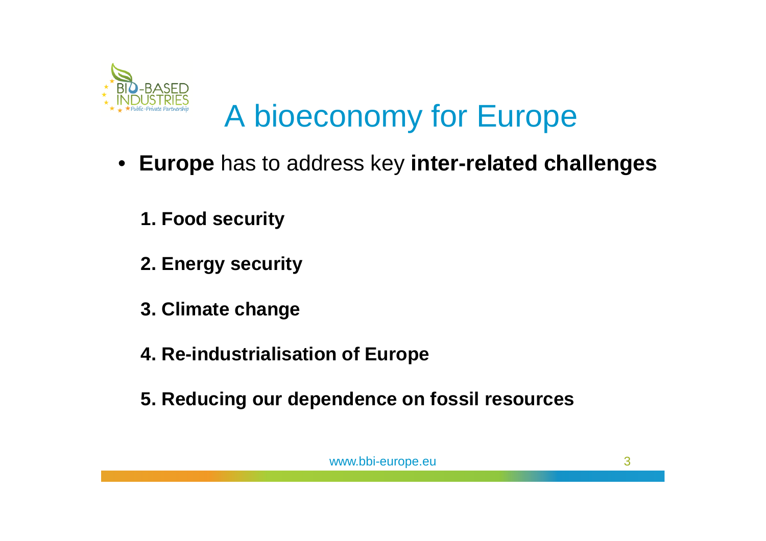# A bioeconomy for Europe

- **Europe** has to address key **inter-related challenges**

  1. **Food security**
  2. **Energy security**
  3. **Climate change**
  4. **Re-industrialisation of Europe**
  5. **Reducing our dependence on fossil resources**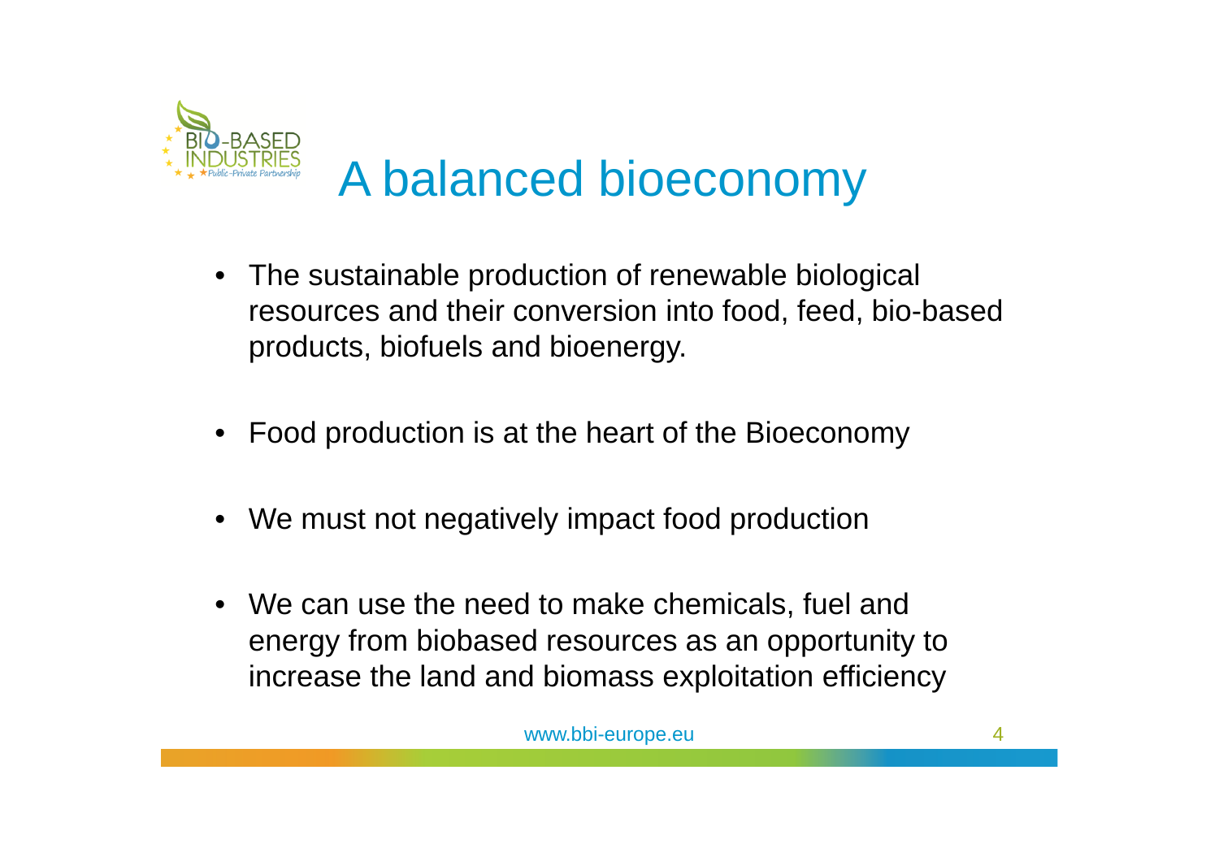# A balanced bioeconomy

- The sustainable production of renewable biological resources and their conversion into food, feed, bio-based products, biofuels and bioenergy.
- Food production is at the heart of the Bioeconomy
- We must not negatively impact food production
- We can use the need to make chemicals, fuel and energy from biobased resources as an opportunity to increase the land and biomass exploitation efficiency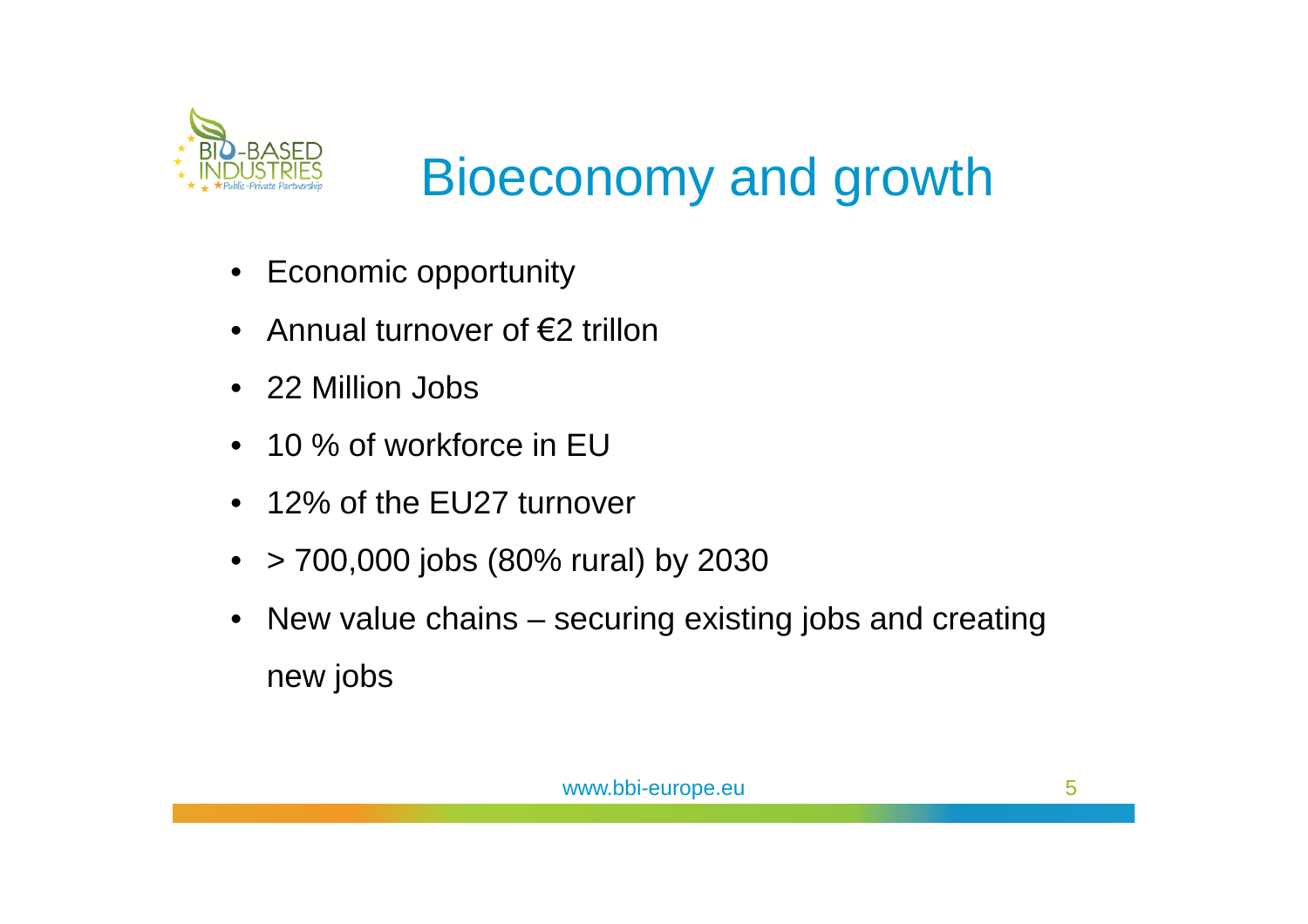# Bioeconomy and growth

- Economic opportunity
- Annual turnover of €2 trillon
- 22 Million Jobs
- 10 % of workforce in EU
- 12% of the EU27 turnover
- > 700,000 jobs (80% rural) by 2030
- New value chains – securing existing jobs and creating new jobs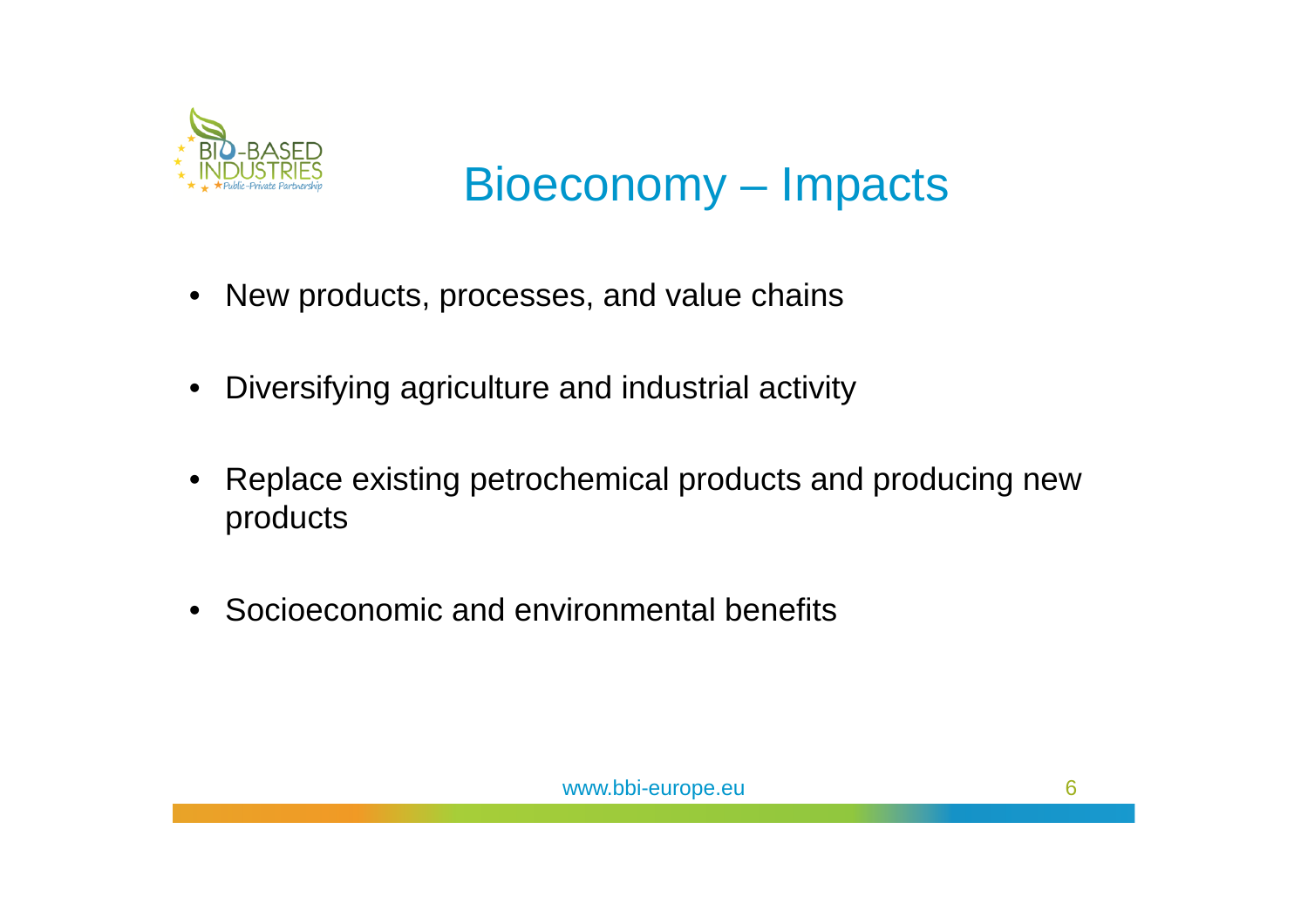# Bioeconomy – Impacts

- New products, processes, and value chains
- Diversifying agriculture and industrial activity
- Replace existing petrochemical products and producing new products
- Socioeconomic and environmental benefits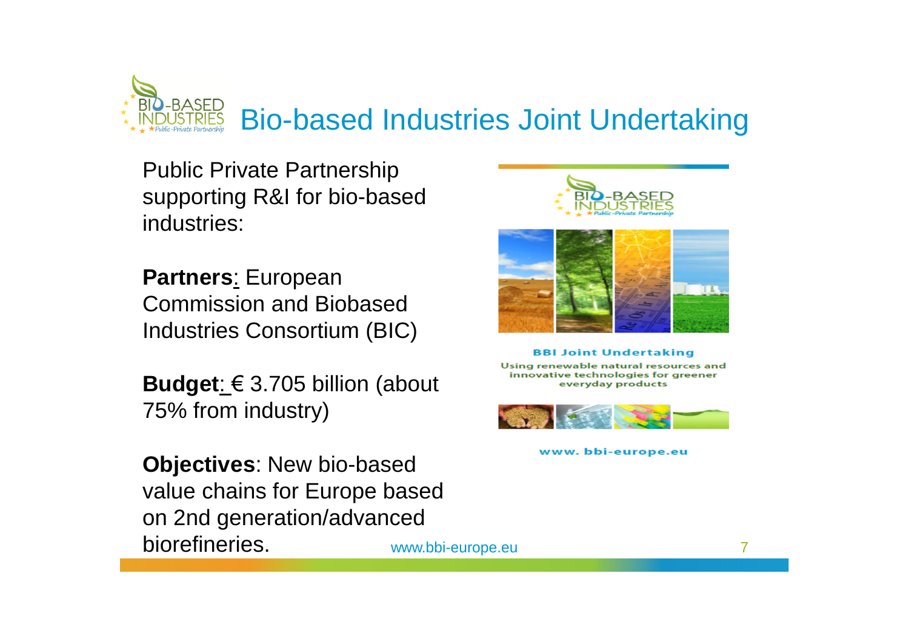# Bio-based Industries Joint Undertaking

Public Private Partnership supporting R&I for bio-based industries:

**Partners**: European Commission and Biobased Industries Consortium (BIC)

**Budget**: € 3.705 billion (about 75% from industry)

**Objectives**: New bio-based value chains for Europe based on 2nd generation/advanced biorefineries.

www.bbi-europe.eu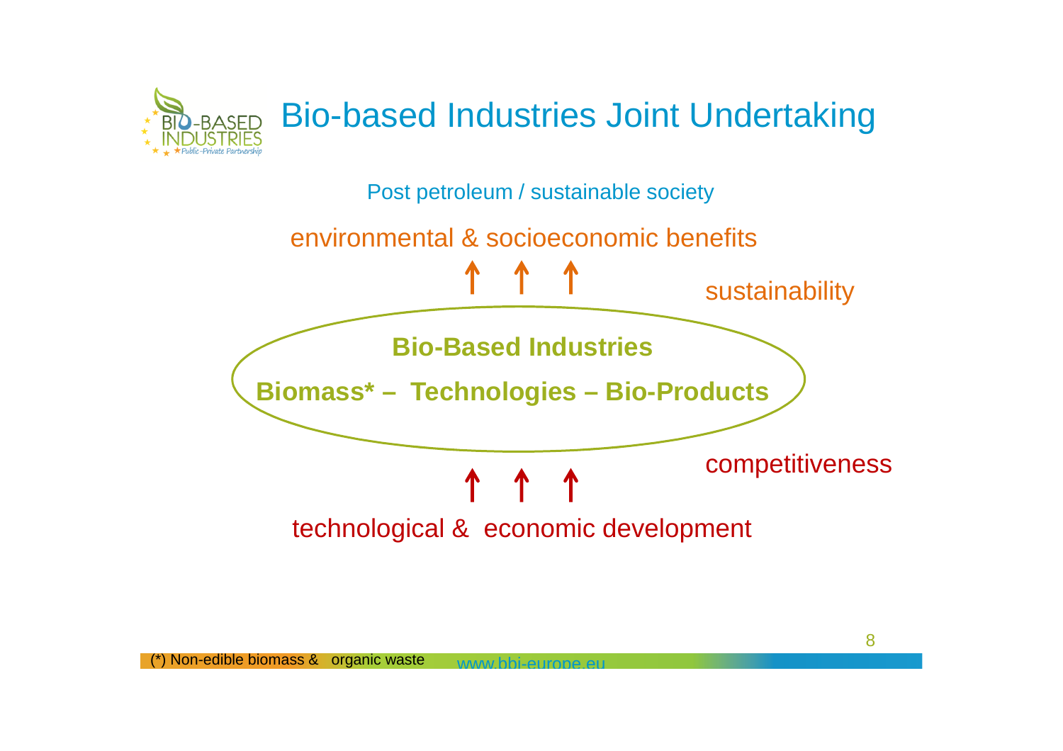# Bio-based Industries Joint Undertaking

Post petroleum / sustainable society

environmental & socioeconomic benefits

↑ ↑ ↑

sustainability

**Bio-Based Industries**

**Biomass* – Technologies – Bio-Products**

competitiveness

↑ ↑ ↑

technological & economic development

(*) Non-edible biomass & organic waste

www.bbi-europe.eu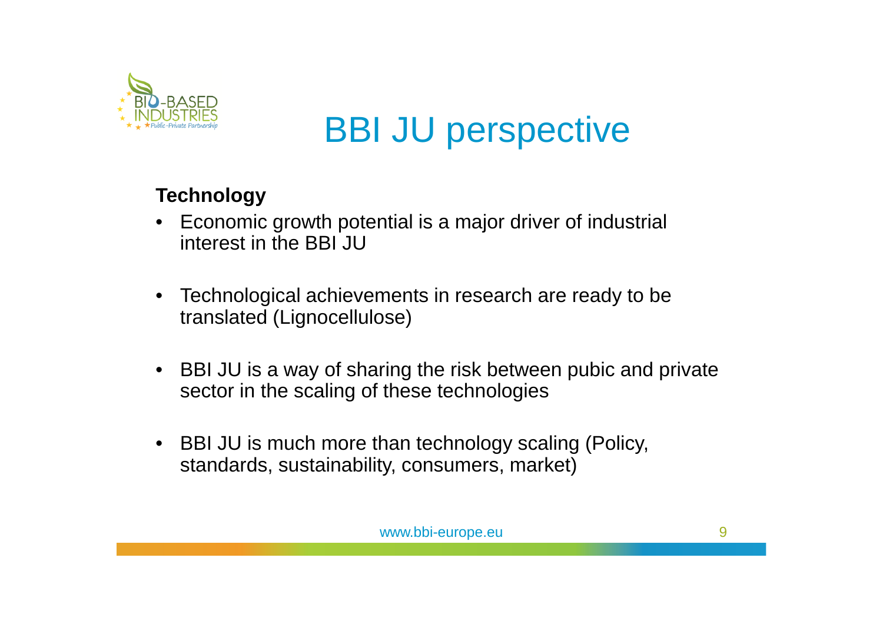# BBI JU perspective

**Technology**

- Economic growth potential is a major driver of industrial interest in the BBI JU
- Technological achievements in research are ready to be translated (Lignocellulose)
- BBI JU is a way of sharing the risk between pubic and private sector in the scaling of these technologies
- BBI JU is much more than technology scaling (Policy, standards, sustainability, consumers, market)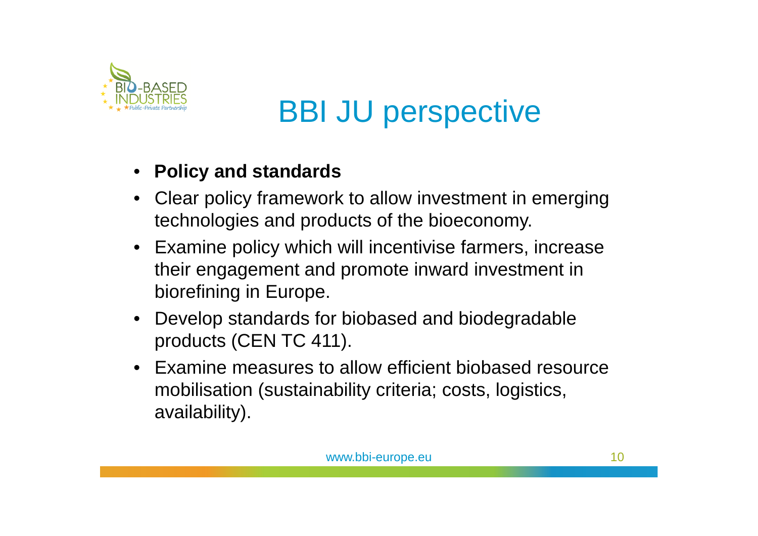# BBI JU perspective

- **Policy and standards**
- Clear policy framework to allow investment in emerging technologies and products of the bioeconomy.
- Examine policy which will incentivise farmers, increase their engagement and promote inward investment in biorefining in Europe.
- Develop standards for biobased and biodegradable products (CEN TC 411).
- Examine measures to allow efficient biobased resource mobilisation (sustainability criteria; costs, logistics, availability).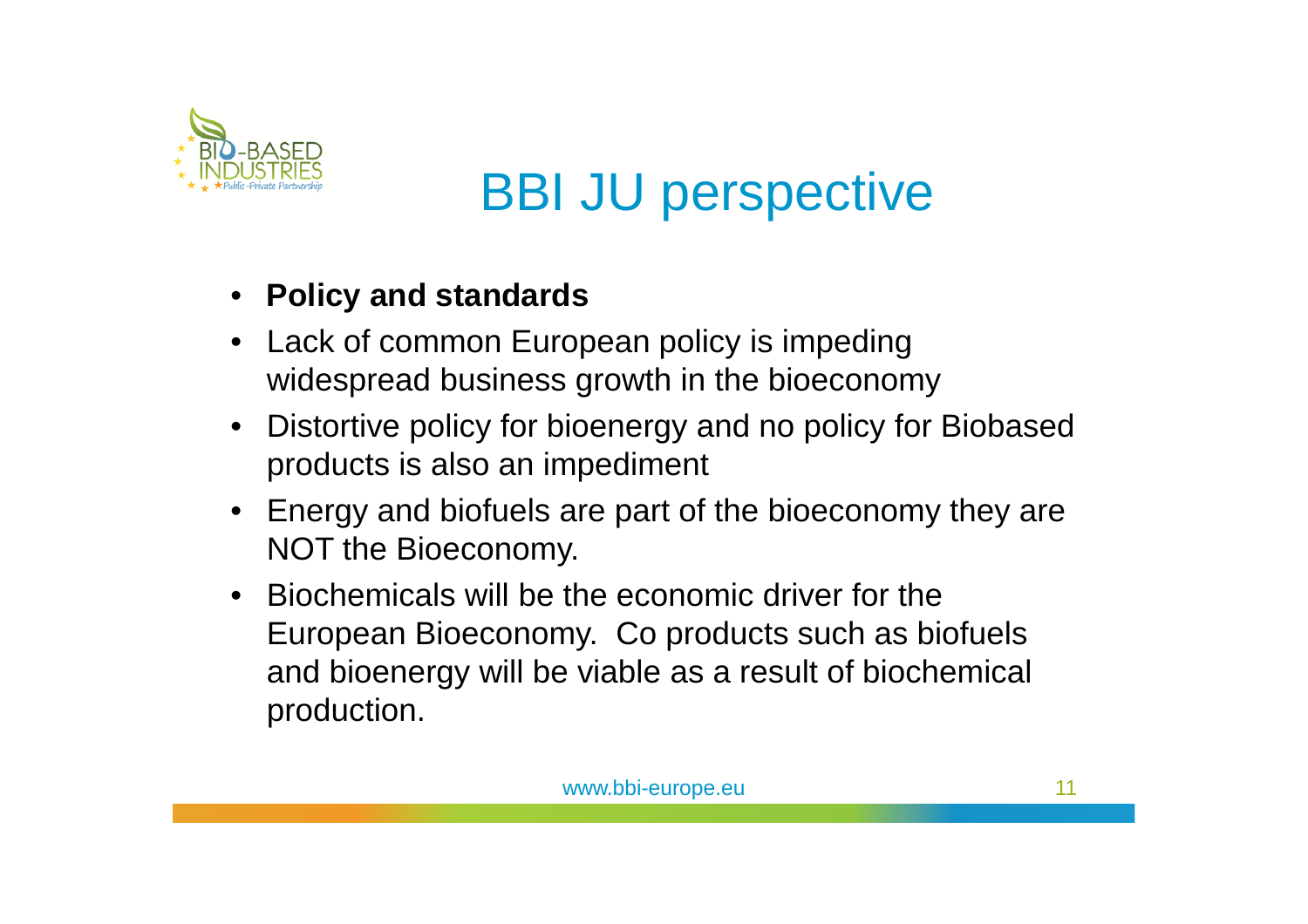# BBI JU perspective

- **Policy and standards**
- Lack of common European policy is impeding widespread business growth in the bioeconomy
- Distortive policy for bioenergy and no policy for Biobased products is also an impediment
- Energy and biofuels are part of the bioeconomy they are NOT the Bioeconomy.
- Biochemicals will be the economic driver for the European Bioeconomy.  Co products such as biofuels and bioenergy will be viable as a result of biochemical production.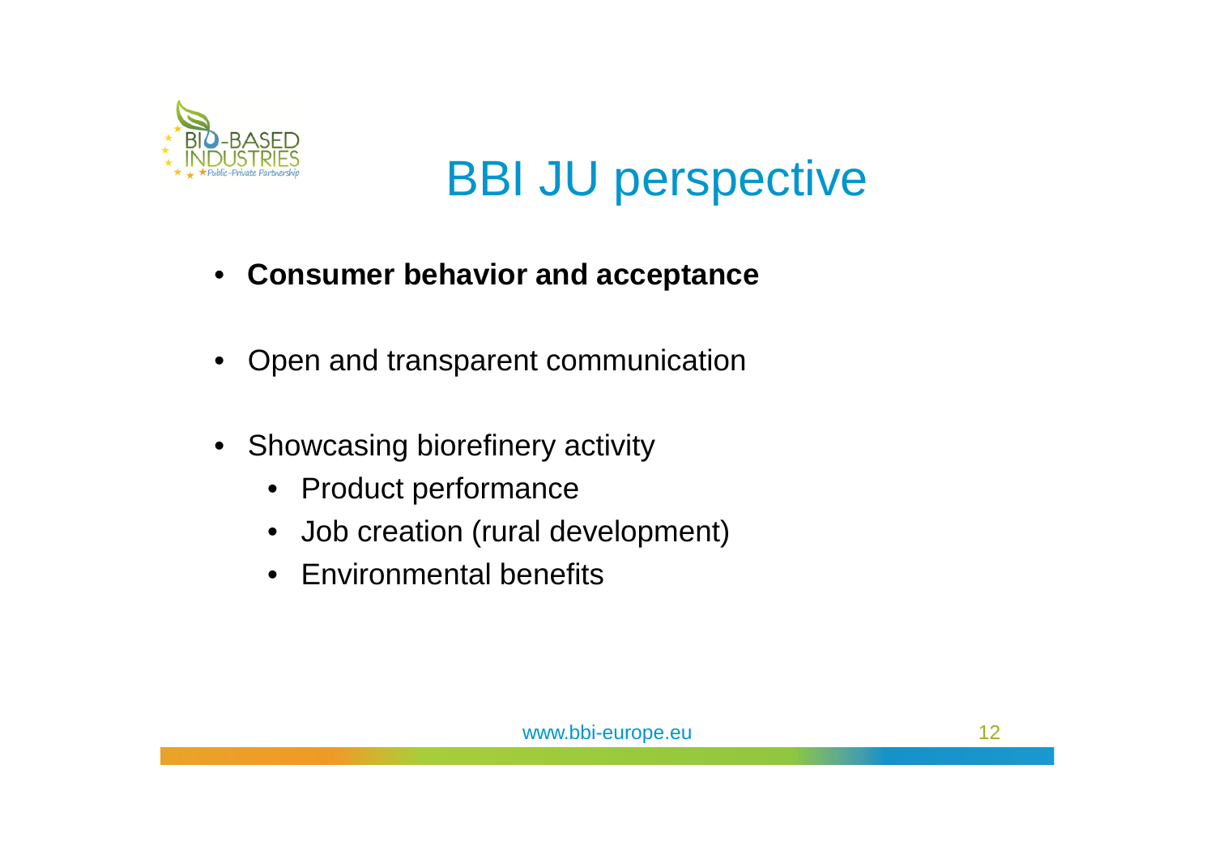# BBI JU perspective

- **Consumer behavior and acceptance**
- Open and transparent communication
- Showcasing biorefinery activity
  - Product performance
  - Job creation (rural development)
  - Environmental benefits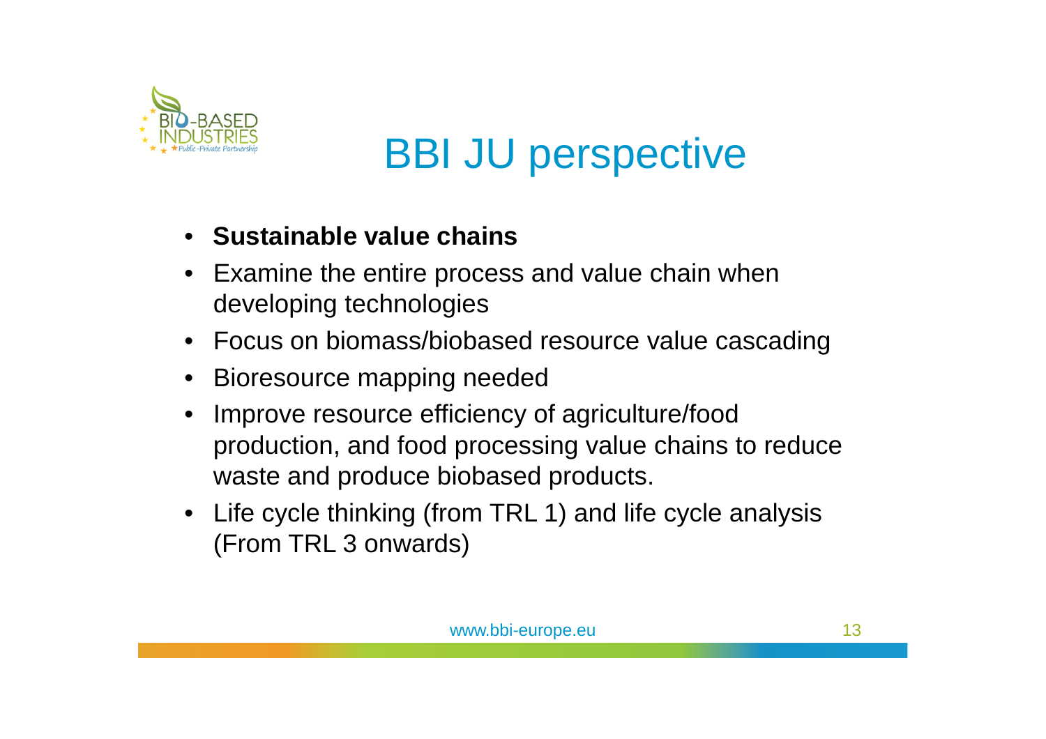# BBI JU perspective

- **Sustainable value chains**
- Examine the entire process and value chain when developing technologies
- Focus on biomass/biobased resource value cascading
- Bioresource mapping needed
- Improve resource efficiency of agriculture/food production, and food processing value chains to reduce waste and produce biobased products.
- Life cycle thinking (from TRL 1) and life cycle analysis (From TRL 3 onwards)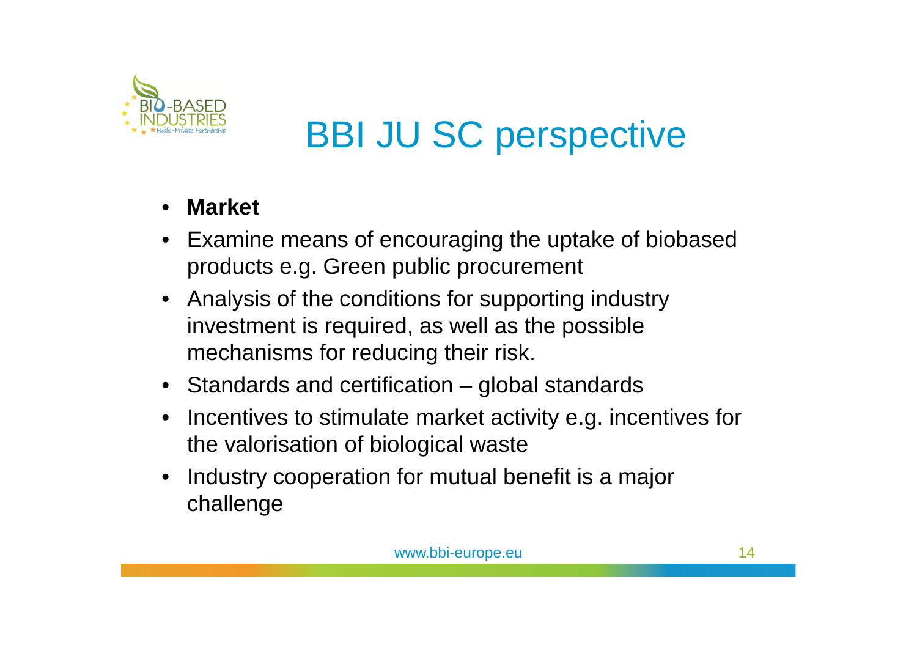# BBI JU SC perspective

- **Market**
- Examine means of encouraging the uptake of biobased products e.g. Green public procurement
- Analysis of the conditions for supporting industry investment is required, as well as the possible mechanisms for reducing their risk.
- Standards and certification – global standards
- Incentives to stimulate market activity e.g. incentives for the valorisation of biological waste
- Industry cooperation for mutual benefit is a major challenge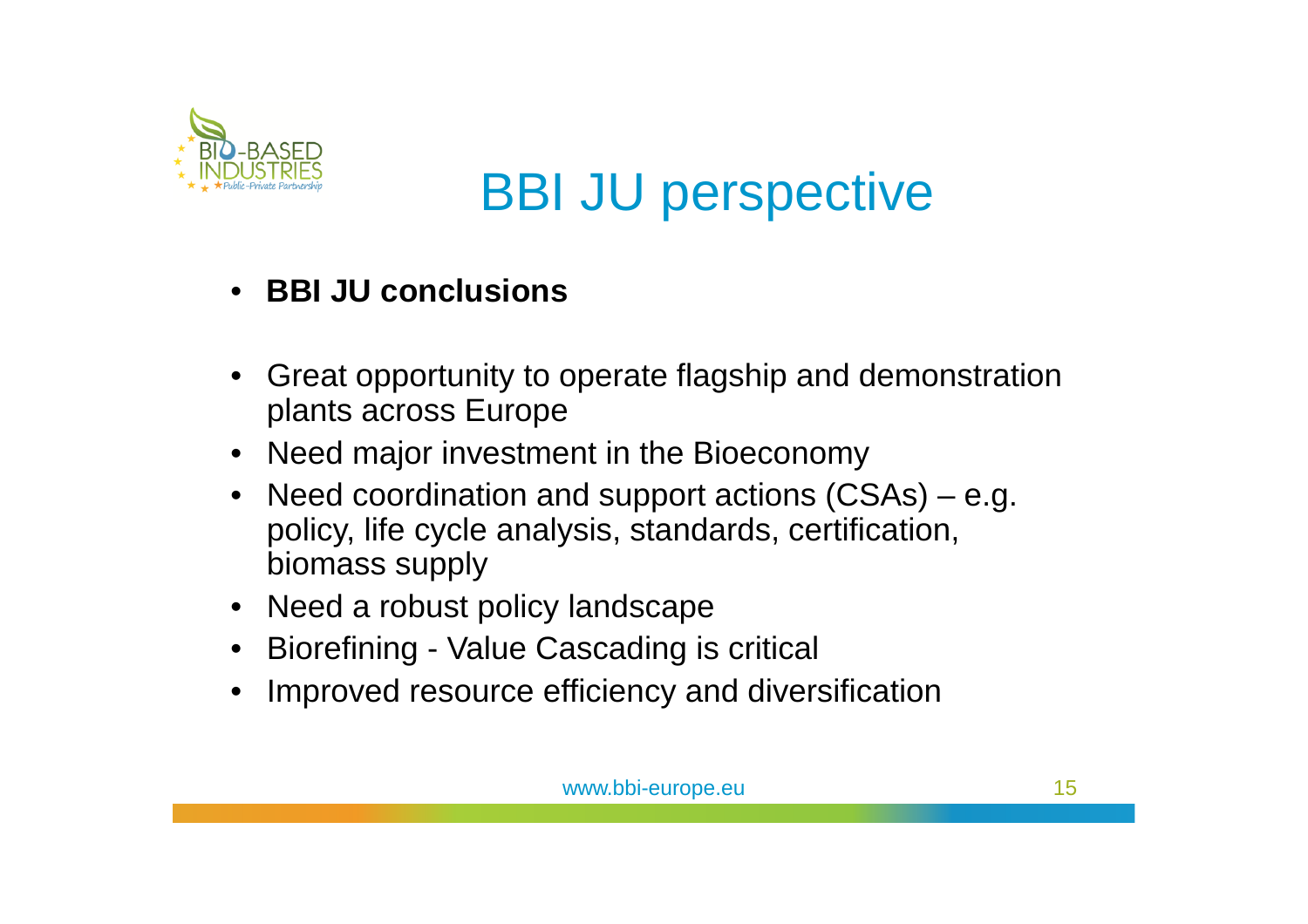# BBI JU perspective

- **BBI JU conclusions**

- Great opportunity to operate flagship and demonstration plants across Europe
- Need major investment in the Bioeconomy
- Need coordination and support actions (CSAs) – e.g. policy, life cycle analysis, standards, certification, biomass supply
- Need a robust policy landscape
- Biorefining - Value Cascading is critical
- Improved resource efficiency and diversification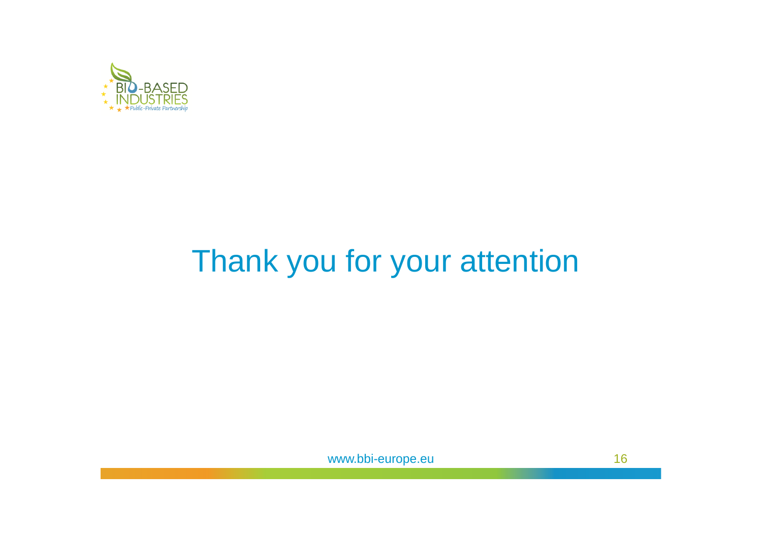# Thank you for your attention

www.bbi-europe.eu